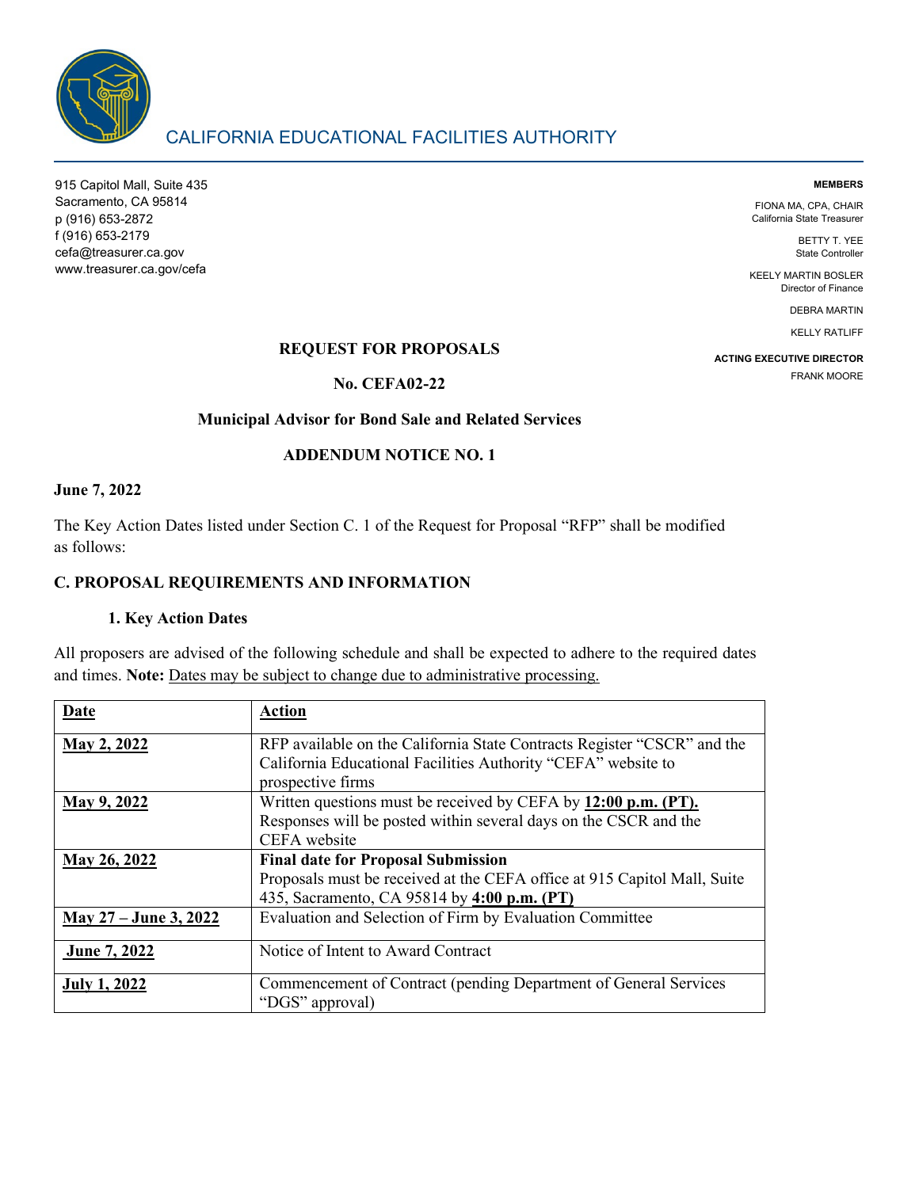# CALIFORNIA EDUCATIONAL FACILITIES AUTHORITY

915 Capitol Mall, Suite 435
Sacramento, CA 95814
p (916) 653-2872
f (916) 653-2179
cefa@treasurer.ca.gov
www.treasurer.ca.gov/cefa

**MEMBERS**

FIONA MA, CPA, CHAIR
California State Treasurer

BETTY T. YEE
State Controller

KEELY MARTIN BOSLER
Director of Finance

DEBRA MARTIN

KELLY RATLIFF

**ACTING EXECUTIVE DIRECTOR**
FRANK MOORE

**REQUEST FOR PROPOSALS**

**No. CEFA02-22**

**Municipal Advisor for Bond Sale and Related Services**

**ADDENDUM NOTICE NO. 1**

**June 7, 2022**

The Key Action Dates listed under Section C. 1 of the Request for Proposal "RFP" shall be modified as follows:

## C. PROPOSAL REQUIREMENTS AND INFORMATION

### 1. Key Action Dates

All proposers are advised of the following schedule and shall be expected to adhere to the required dates and times. **Note:** Dates may be subject to change due to administrative processing.

| Date | Action |
|---|---|
| **May 2, 2022** | RFP available on the California State Contracts Register "CSCR" and the California Educational Facilities Authority "CEFA" website to prospective firms |
| **May 9, 2022** | Written questions must be received by CEFA by **12:00 p.m. (PT).** Responses will be posted within several days on the CSCR and the CEFA website |
| **May 26, 2022** | **Final date for Proposal Submission** Proposals must be received at the CEFA office at 915 Capitol Mall, Suite 435, Sacramento, CA 95814 by **4:00 p.m. (PT)** |
| **May 27 – June 3, 2022** | Evaluation and Selection of Firm by Evaluation Committee |
| **June 7, 2022** | Notice of Intent to Award Contract |
| **July 1, 2022** | Commencement of Contract (pending Department of General Services "DGS" approval) |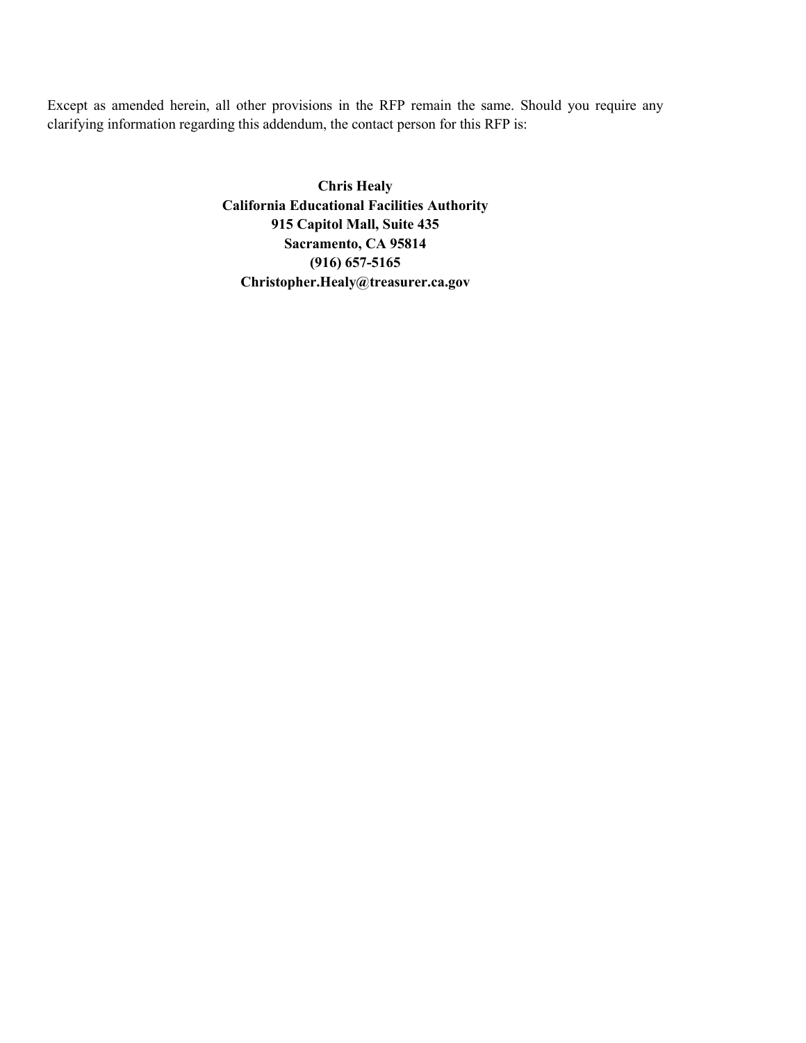Except as amended herein, all other provisions in the RFP remain the same. Should you require any clarifying information regarding this addendum, the contact person for this RFP is:

**Chris Healy**
**California Educational Facilities Authority**
**915 Capitol Mall, Suite 435**
**Sacramento, CA 95814**
**(916) 657-5165**
**Christopher.Healy@treasurer.ca.gov**